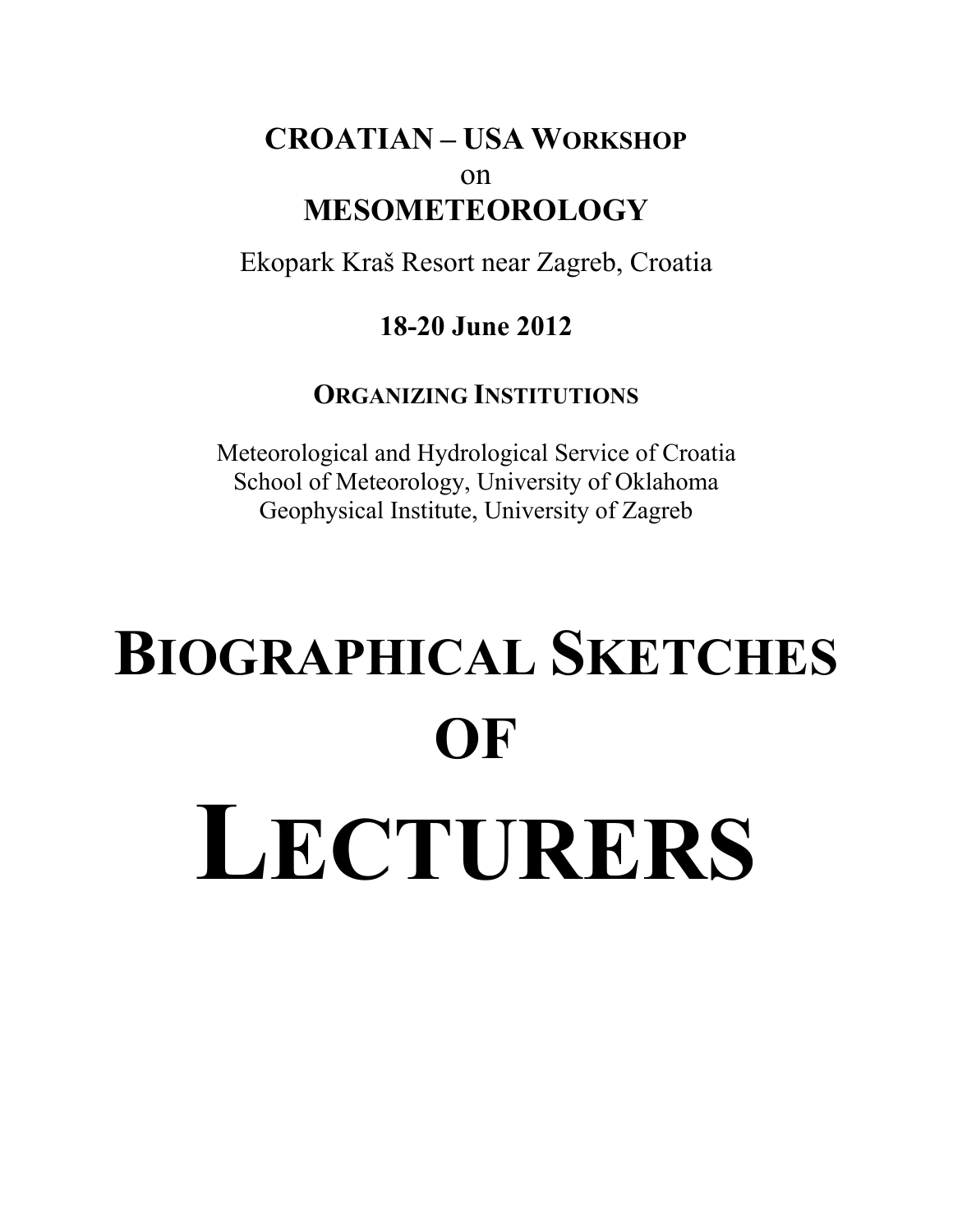**CROATIAN – USA WORKSHOP**
on
**MESOMETEOROLOGY**

Ekopark Kraš Resort near Zagreb, Croatia

**18-20 June 2012**

**ORGANIZING INSTITUTIONS**

Meteorological and Hydrological Service of Croatia
School of Meteorology, University of Oklahoma
Geophysical Institute, University of Zagreb

# BIOGRAPHICAL SKETCHES OF LECTURERS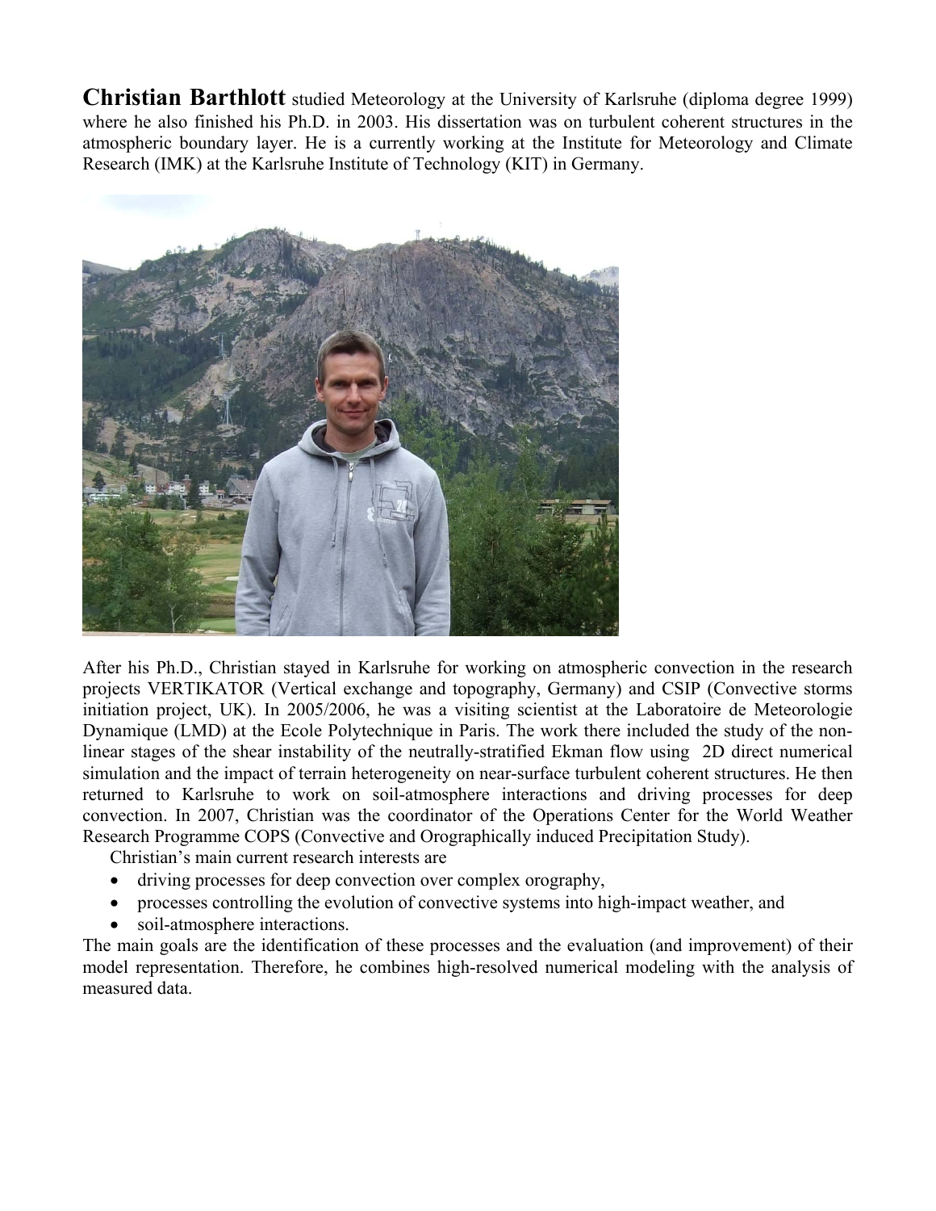**Christian Barthlott** studied Meteorology at the University of Karlsruhe (diploma degree 1999) where he also finished his Ph.D. in 2003. His dissertation was on turbulent coherent structures in the atmospheric boundary layer. He is a currently working at the Institute for Meteorology and Climate Research (IMK) at the Karlsruhe Institute of Technology (KIT) in Germany.

After his Ph.D., Christian stayed in Karlsruhe for working on atmospheric convection in the research projects VERTIKATOR (Vertical exchange and topography, Germany) and CSIP (Convective storms initiation project, UK). In 2005/2006, he was a visiting scientist at the Laboratoire de Meteorologie Dynamique (LMD) at the Ecole Polytechnique in Paris. The work there included the study of the non-linear stages of the shear instability of the neutrally-stratified Ekman flow using 2D direct numerical simulation and the impact of terrain heterogeneity on near-surface turbulent coherent structures. He then returned to Karlsruhe to work on soil-atmosphere interactions and driving processes for deep convection. In 2007, Christian was the coordinator of the Operations Center for the World Weather Research Programme COPS (Convective and Orographically induced Precipitation Study).

Christian's main current research interests are

- driving processes for deep convection over complex orography,
- processes controlling the evolution of convective systems into high-impact weather, and
- soil-atmosphere interactions.

The main goals are the identification of these processes and the evaluation (and improvement) of their model representation. Therefore, he combines high-resolved numerical modeling with the analysis of measured data.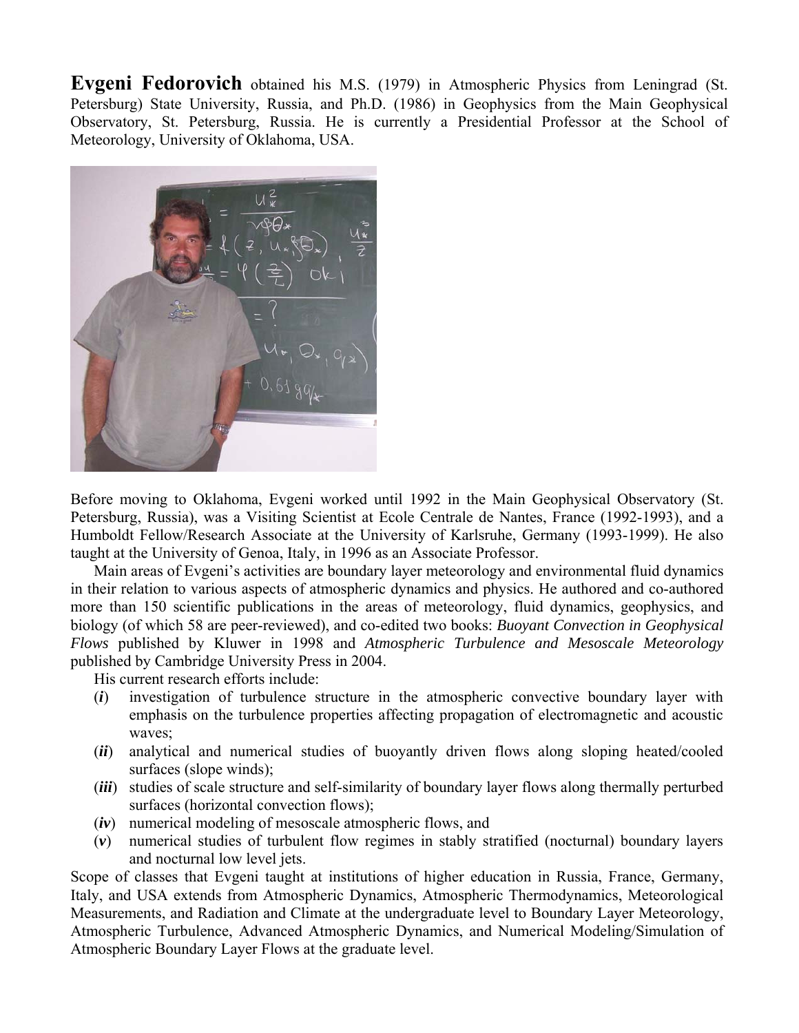**Evgeni Fedorovich** obtained his M.S. (1979) in Atmospheric Physics from Leningrad (St. Petersburg) State University, Russia, and Ph.D. (1986) in Geophysics from the Main Geophysical Observatory, St. Petersburg, Russia. He is currently a Presidential Professor at the School of Meteorology, University of Oklahoma, USA.

Before moving to Oklahoma, Evgeni worked until 1992 in the Main Geophysical Observatory (St. Petersburg, Russia), was a Visiting Scientist at Ecole Centrale de Nantes, France (1992-1993), and a Humboldt Fellow/Research Associate at the University of Karlsruhe, Germany (1993-1999). He also taught at the University of Genoa, Italy, in 1996 as an Associate Professor.

Main areas of Evgeni's activities are boundary layer meteorology and environmental fluid dynamics in their relation to various aspects of atmospheric dynamics and physics. He authored and co-authored more than 150 scientific publications in the areas of meteorology, fluid dynamics, geophysics, and biology (of which 58 are peer-reviewed), and co-edited two books: *Buoyant Convection in Geophysical Flows* published by Kluwer in 1998 and *Atmospheric Turbulence and Mesoscale Meteorology* published by Cambridge University Press in 2004.

His current research efforts include:

(***i***) investigation of turbulence structure in the atmospheric convective boundary layer with emphasis on the turbulence properties affecting propagation of electromagnetic and acoustic waves;

(***ii***) analytical and numerical studies of buoyantly driven flows along sloping heated/cooled surfaces (slope winds);

(***iii***) studies of scale structure and self-similarity of boundary layer flows along thermally perturbed surfaces (horizontal convection flows);

(***iv***) numerical modeling of mesoscale atmospheric flows, and

(***v***) numerical studies of turbulent flow regimes in stably stratified (nocturnal) boundary layers and nocturnal low level jets.

Scope of classes that Evgeni taught at institutions of higher education in Russia, France, Germany, Italy, and USA extends from Atmospheric Dynamics, Atmospheric Thermodynamics, Meteorological Measurements, and Radiation and Climate at the undergraduate level to Boundary Layer Meteorology, Atmospheric Turbulence, Advanced Atmospheric Dynamics, and Numerical Modeling/Simulation of Atmospheric Boundary Layer Flows at the graduate level.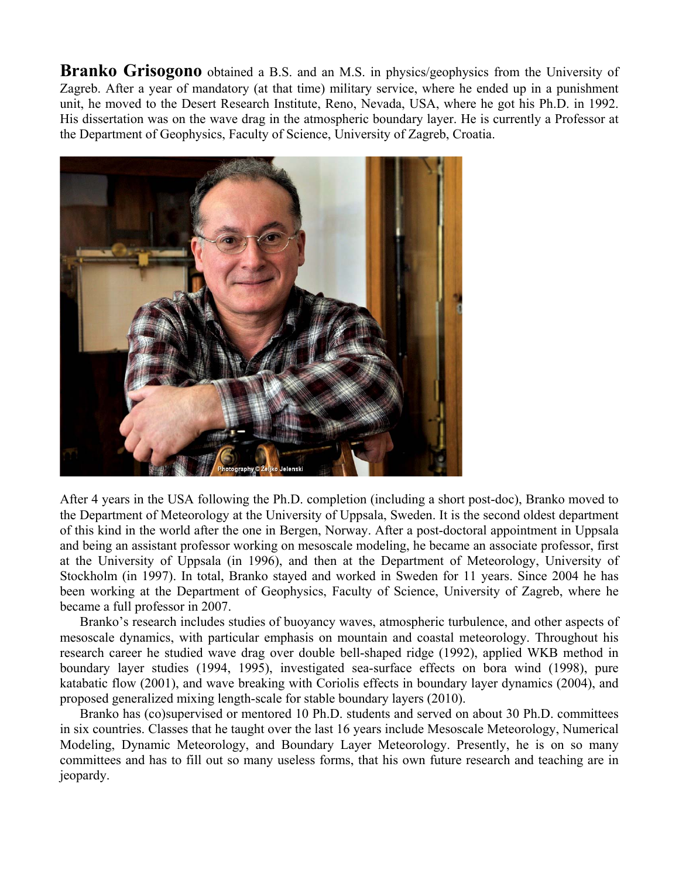**Branko Grisogono** obtained a B.S. and an M.S. in physics/geophysics from the University of Zagreb. After a year of mandatory (at that time) military service, where he ended up in a punishment unit, he moved to the Desert Research Institute, Reno, Nevada, USA, where he got his Ph.D. in 1992. His dissertation was on the wave drag in the atmospheric boundary layer. He is currently a Professor at the Department of Geophysics, Faculty of Science, University of Zagreb, Croatia.

Photography © Željko Jelenski

After 4 years in the USA following the Ph.D. completion (including a short post-doc), Branko moved to the Department of Meteorology at the University of Uppsala, Sweden. It is the second oldest department of this kind in the world after the one in Bergen, Norway. After a post-doctoral appointment in Uppsala and being an assistant professor working on mesoscale modeling, he became an associate professor, first at the University of Uppsala (in 1996), and then at the Department of Meteorology, University of Stockholm (in 1997). In total, Branko stayed and worked in Sweden for 11 years. Since 2004 he has been working at the Department of Geophysics, Faculty of Science, University of Zagreb, where he became a full professor in 2007.

Branko's research includes studies of buoyancy waves, atmospheric turbulence, and other aspects of mesoscale dynamics, with particular emphasis on mountain and coastal meteorology. Throughout his research career he studied wave drag over double bell-shaped ridge (1992), applied WKB method in boundary layer studies (1994, 1995), investigated sea-surface effects on bora wind (1998), pure katabatic flow (2001), and wave breaking with Coriolis effects in boundary layer dynamics (2004), and proposed generalized mixing length-scale for stable boundary layers (2010).

Branko has (co)supervised or mentored 10 Ph.D. students and served on about 30 Ph.D. committees in six countries. Classes that he taught over the last 16 years include Mesoscale Meteorology, Numerical Modeling, Dynamic Meteorology, and Boundary Layer Meteorology. Presently, he is on so many committees and has to fill out so many useless forms, that his own future research and teaching are in jeopardy.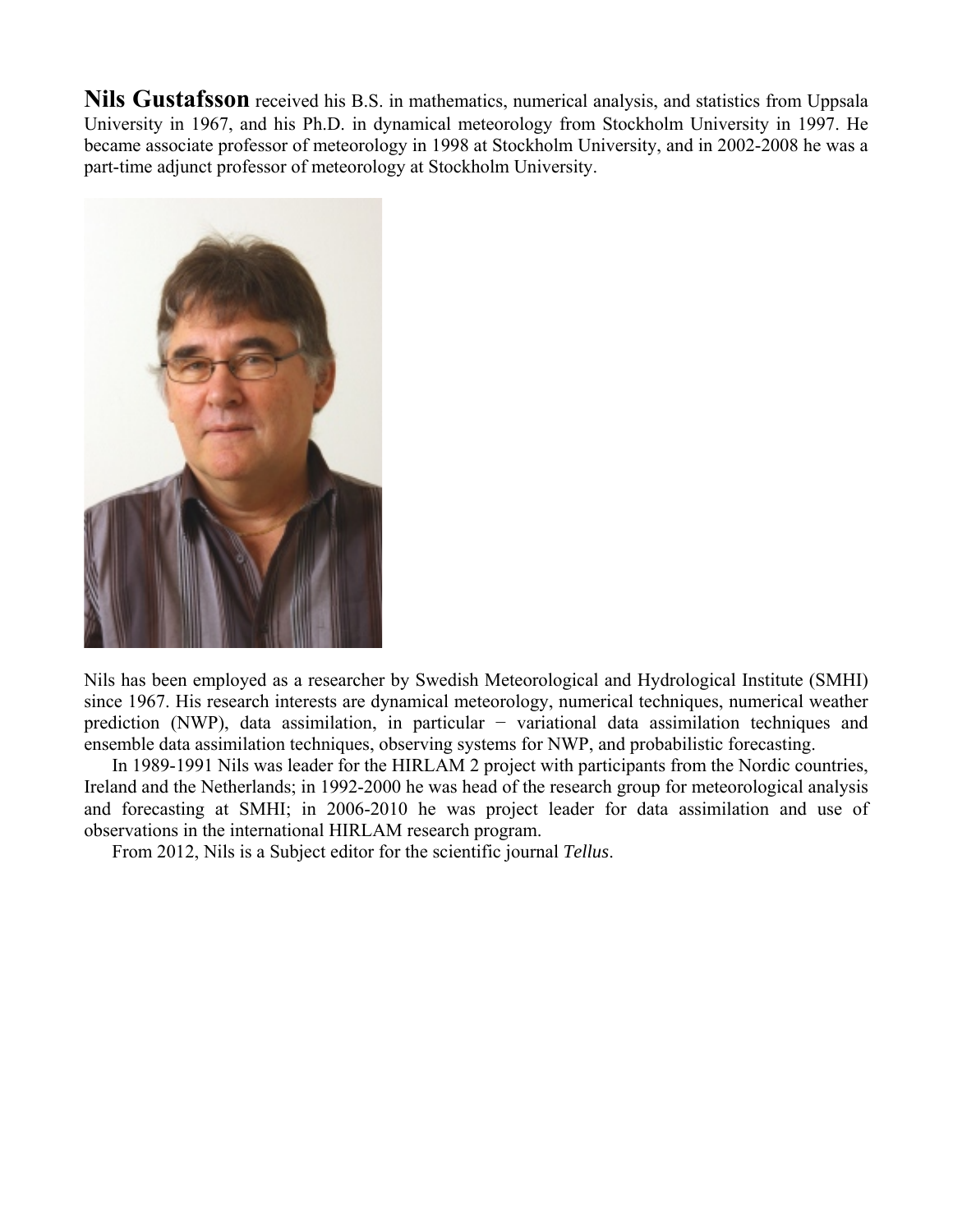**Nils Gustafsson** received his B.S. in mathematics, numerical analysis, and statistics from Uppsala University in 1967, and his Ph.D. in dynamical meteorology from Stockholm University in 1997. He became associate professor of meteorology in 1998 at Stockholm University, and in 2002-2008 he was a part-time adjunct professor of meteorology at Stockholm University.

Nils has been employed as a researcher by Swedish Meteorological and Hydrological Institute (SMHI) since 1967. His research interests are dynamical meteorology, numerical techniques, numerical weather prediction (NWP), data assimilation, in particular − variational data assimilation techniques and ensemble data assimilation techniques, observing systems for NWP, and probabilistic forecasting.

In 1989-1991 Nils was leader for the HIRLAM 2 project with participants from the Nordic countries, Ireland and the Netherlands; in 1992-2000 he was head of the research group for meteorological analysis and forecasting at SMHI; in 2006-2010 he was project leader for data assimilation and use of observations in the international HIRLAM research program.

From 2012, Nils is a Subject editor for the scientific journal *Tellus*.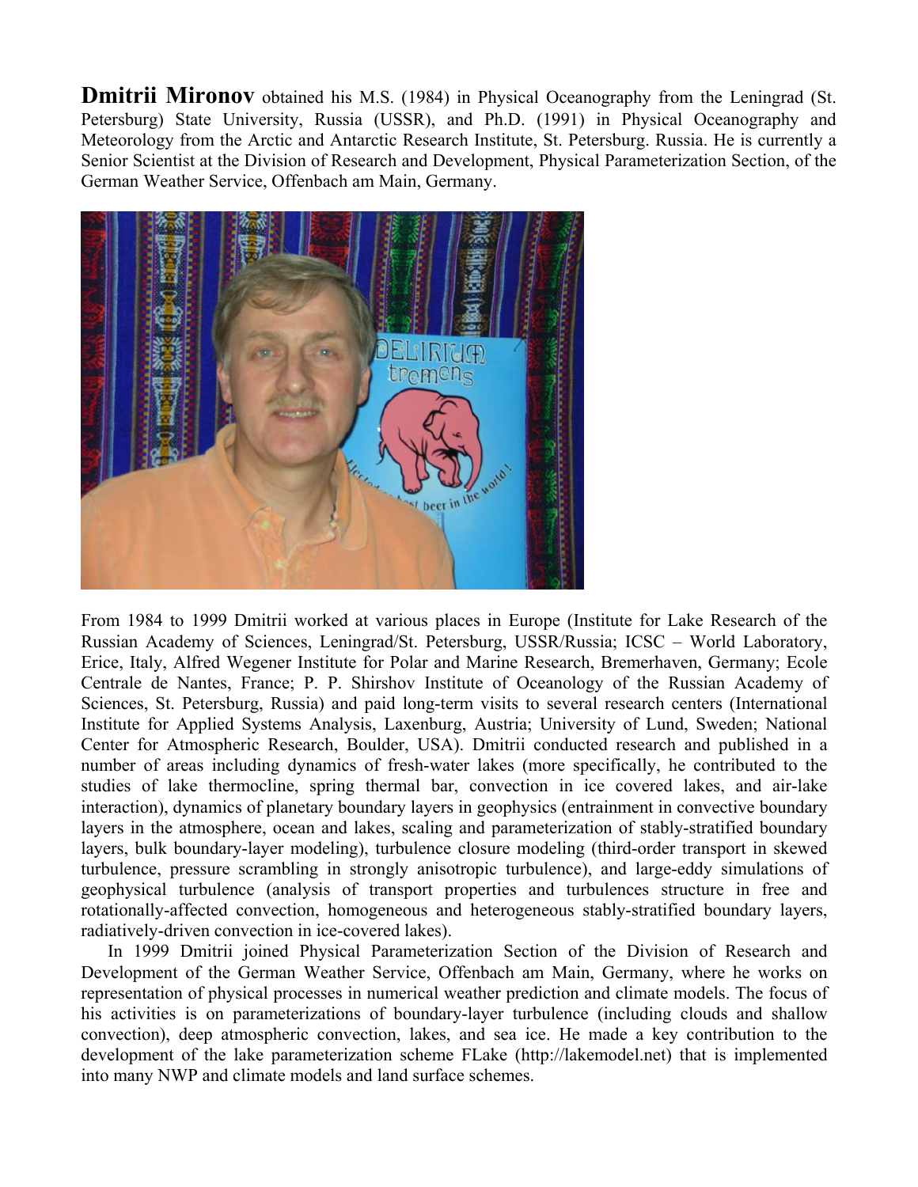**Dmitrii Mironov** obtained his M.S. (1984) in Physical Oceanography from the Leningrad (St. Petersburg) State University, Russia (USSR), and Ph.D. (1991) in Physical Oceanography and Meteorology from the Arctic and Antarctic Research Institute, St. Petersburg. Russia. He is currently a Senior Scientist at the Division of Research and Development, Physical Parameterization Section, of the German Weather Service, Offenbach am Main, Germany.

From 1984 to 1999 Dmitrii worked at various places in Europe (Institute for Lake Research of the Russian Academy of Sciences, Leningrad/St. Petersburg, USSR/Russia; ICSC – World Laboratory, Erice, Italy, Alfred Wegener Institute for Polar and Marine Research, Bremerhaven, Germany; Ecole Centrale de Nantes, France; P. P. Shirshov Institute of Oceanology of the Russian Academy of Sciences, St. Petersburg, Russia) and paid long-term visits to several research centers (International Institute for Applied Systems Analysis, Laxenburg, Austria; University of Lund, Sweden; National Center for Atmospheric Research, Boulder, USA). Dmitrii conducted research and published in a number of areas including dynamics of fresh-water lakes (more specifically, he contributed to the studies of lake thermocline, spring thermal bar, convection in ice covered lakes, and air-lake interaction), dynamics of planetary boundary layers in geophysics (entrainment in convective boundary layers in the atmosphere, ocean and lakes, scaling and parameterization of stably-stratified boundary layers, bulk boundary-layer modeling), turbulence closure modeling (third-order transport in skewed turbulence, pressure scrambling in strongly anisotropic turbulence), and large-eddy simulations of geophysical turbulence (analysis of transport properties and turbulences structure in free and rotationally-affected convection, homogeneous and heterogeneous stably-stratified boundary layers, radiatively-driven convection in ice-covered lakes).

In 1999 Dmitrii joined Physical Parameterization Section of the Division of Research and Development of the German Weather Service, Offenbach am Main, Germany, where he works on representation of physical processes in numerical weather prediction and climate models. The focus of his activities is on parameterizations of boundary-layer turbulence (including clouds and shallow convection), deep atmospheric convection, lakes, and sea ice. He made a key contribution to the development of the lake parameterization scheme FLake (http://lakemodel.net) that is implemented into many NWP and climate models and land surface schemes.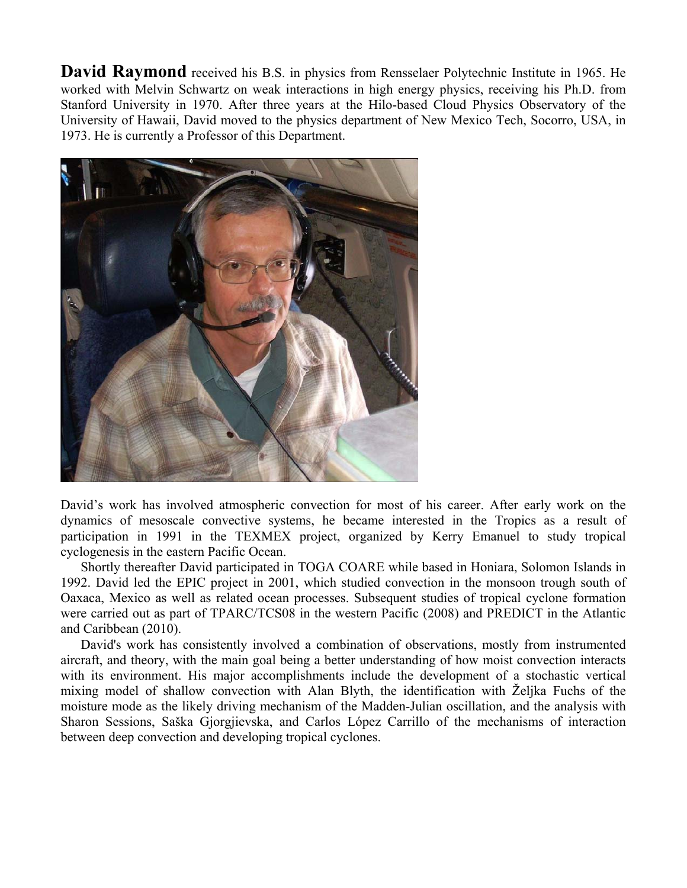**David Raymond** received his B.S. in physics from Rensselaer Polytechnic Institute in 1965. He worked with Melvin Schwartz on weak interactions in high energy physics, receiving his Ph.D. from Stanford University in 1970. After three years at the Hilo-based Cloud Physics Observatory of the University of Hawaii, David moved to the physics department of New Mexico Tech, Socorro, USA, in 1973. He is currently a Professor of this Department.

David's work has involved atmospheric convection for most of his career. After early work on the dynamics of mesoscale convective systems, he became interested in the Tropics as a result of participation in 1991 in the TEXMEX project, organized by Kerry Emanuel to study tropical cyclogenesis in the eastern Pacific Ocean.

Shortly thereafter David participated in TOGA COARE while based in Honiara, Solomon Islands in 1992. David led the EPIC project in 2001, which studied convection in the monsoon trough south of Oaxaca, Mexico as well as related ocean processes. Subsequent studies of tropical cyclone formation were carried out as part of TPARC/TCS08 in the western Pacific (2008) and PREDICT in the Atlantic and Caribbean (2010).

David's work has consistently involved a combination of observations, mostly from instrumented aircraft, and theory, with the main goal being a better understanding of how moist convection interacts with its environment. His major accomplishments include the development of a stochastic vertical mixing model of shallow convection with Alan Blyth, the identification with Željka Fuchs of the moisture mode as the likely driving mechanism of the Madden-Julian oscillation, and the analysis with Sharon Sessions, Saška Gjorgjievska, and Carlos López Carrillo of the mechanisms of interaction between deep convection and developing tropical cyclones.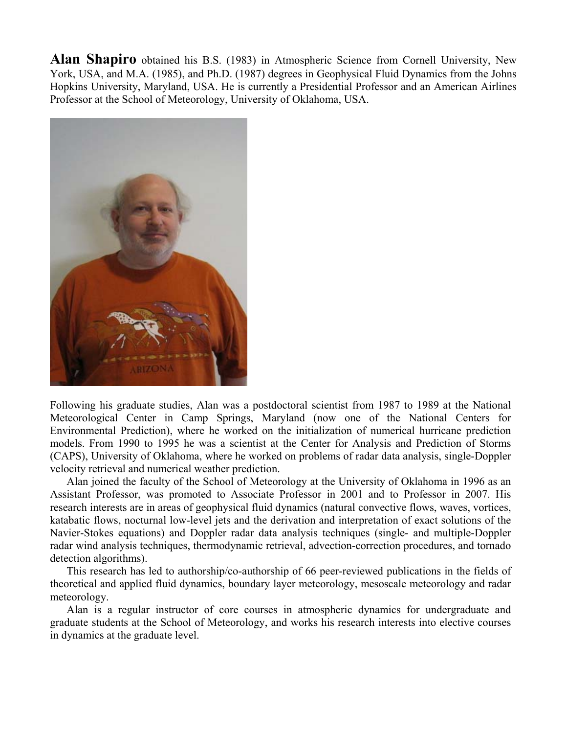**Alan Shapiro** obtained his B.S. (1983) in Atmospheric Science from Cornell University, New York, USA, and M.A. (1985), and Ph.D. (1987) degrees in Geophysical Fluid Dynamics from the Johns Hopkins University, Maryland, USA. He is currently a Presidential Professor and an American Airlines Professor at the School of Meteorology, University of Oklahoma, USA.

Following his graduate studies, Alan was a postdoctoral scientist from 1987 to 1989 at the National Meteorological Center in Camp Springs, Maryland (now one of the National Centers for Environmental Prediction), where he worked on the initialization of numerical hurricane prediction models. From 1990 to 1995 he was a scientist at the Center for Analysis and Prediction of Storms (CAPS), University of Oklahoma, where he worked on problems of radar data analysis, single-Doppler velocity retrieval and numerical weather prediction.

Alan joined the faculty of the School of Meteorology at the University of Oklahoma in 1996 as an Assistant Professor, was promoted to Associate Professor in 2001 and to Professor in 2007. His research interests are in areas of geophysical fluid dynamics (natural convective flows, waves, vortices, katabatic flows, nocturnal low-level jets and the derivation and interpretation of exact solutions of the Navier-Stokes equations) and Doppler radar data analysis techniques (single- and multiple-Doppler radar wind analysis techniques, thermodynamic retrieval, advection-correction procedures, and tornado detection algorithms).

This research has led to authorship/co-authorship of 66 peer-reviewed publications in the fields of theoretical and applied fluid dynamics, boundary layer meteorology, mesoscale meteorology and radar meteorology.

Alan is a regular instructor of core courses in atmospheric dynamics for undergraduate and graduate students at the School of Meteorology, and works his research interests into elective courses in dynamics at the graduate level.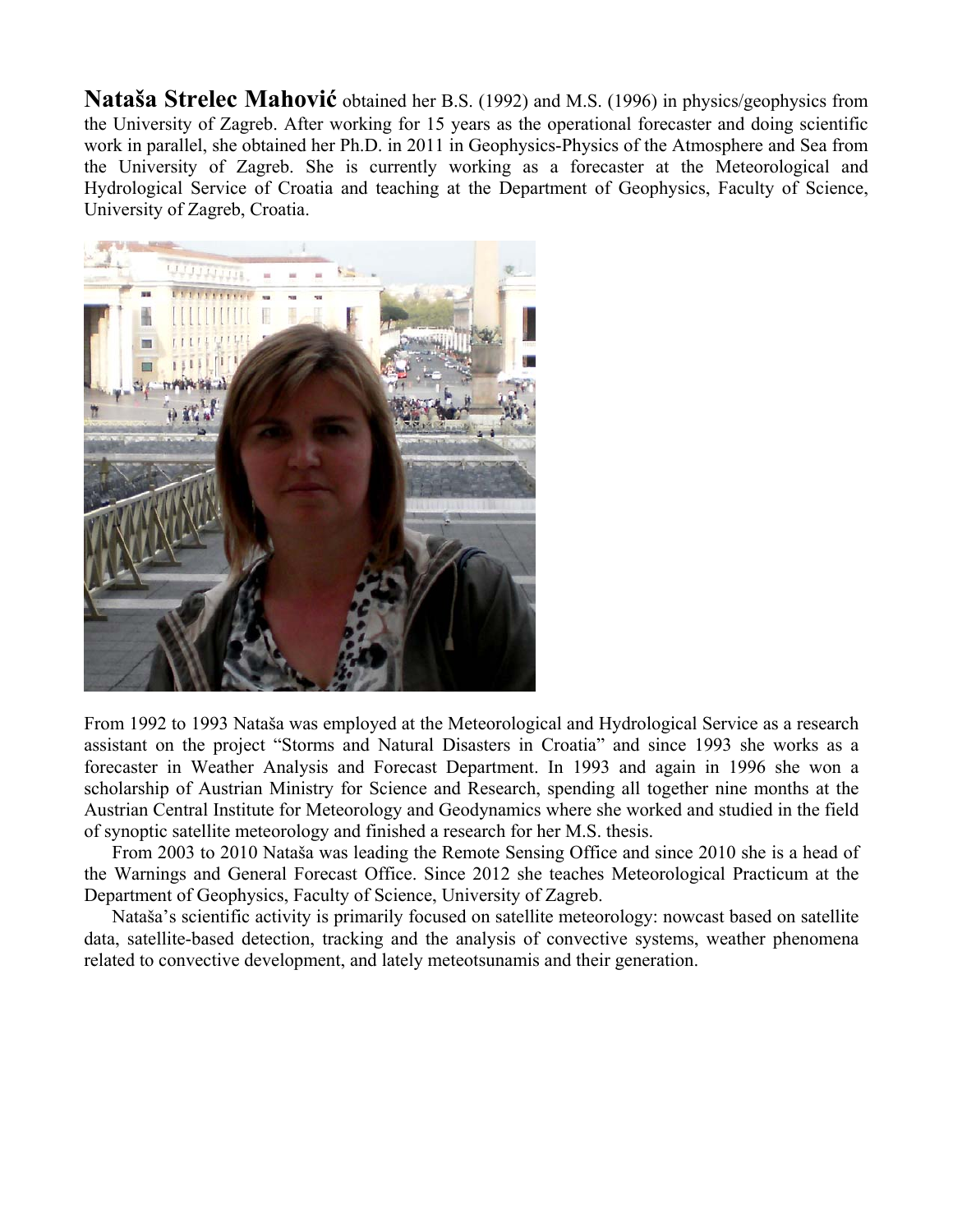**Nataša Strelec Mahović** obtained her B.S. (1992) and M.S. (1996) in physics/geophysics from the University of Zagreb. After working for 15 years as the operational forecaster and doing scientific work in parallel, she obtained her Ph.D. in 2011 in Geophysics-Physics of the Atmosphere and Sea from the University of Zagreb. She is currently working as a forecaster at the Meteorological and Hydrological Service of Croatia and teaching at the Department of Geophysics, Faculty of Science, University of Zagreb, Croatia.

From 1992 to 1993 Nataša was employed at the Meteorological and Hydrological Service as a research assistant on the project "Storms and Natural Disasters in Croatia" and since 1993 she works as a forecaster in Weather Analysis and Forecast Department. In 1993 and again in 1996 she won a scholarship of Austrian Ministry for Science and Research, spending all together nine months at the Austrian Central Institute for Meteorology and Geodynamics where she worked and studied in the field of synoptic satellite meteorology and finished a research for her M.S. thesis.

From 2003 to 2010 Nataša was leading the Remote Sensing Office and since 2010 she is a head of the Warnings and General Forecast Office. Since 2012 she teaches Meteorological Practicum at the Department of Geophysics, Faculty of Science, University of Zagreb.

Nataša's scientific activity is primarily focused on satellite meteorology: nowcast based on satellite data, satellite-based detection, tracking and the analysis of convective systems, weather phenomena related to convective development, and lately meteotsunamis and their generation.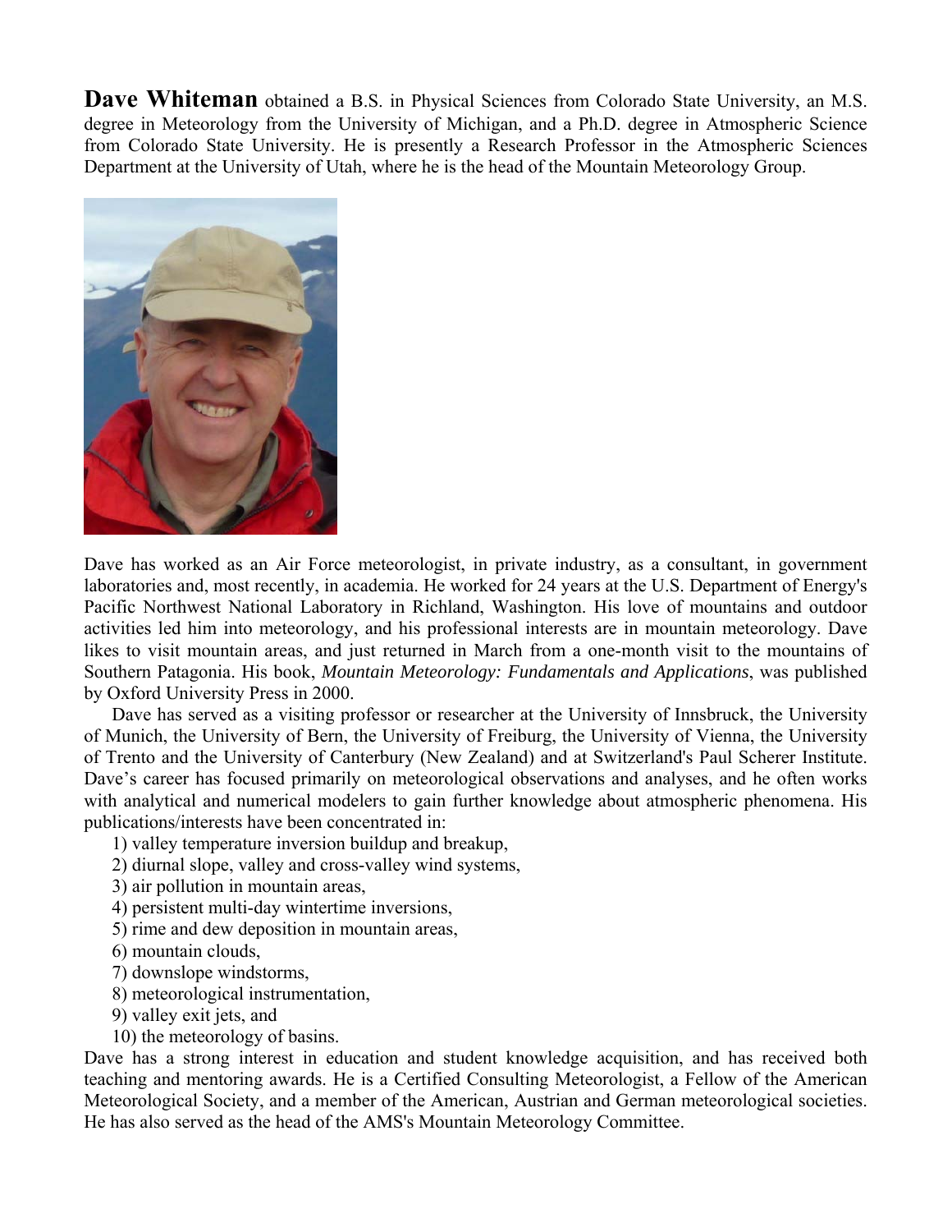**Dave Whiteman** obtained a B.S. in Physical Sciences from Colorado State University, an M.S. degree in Meteorology from the University of Michigan, and a Ph.D. degree in Atmospheric Science from Colorado State University. He is presently a Research Professor in the Atmospheric Sciences Department at the University of Utah, where he is the head of the Mountain Meteorology Group.

Dave has worked as an Air Force meteorologist, in private industry, as a consultant, in government laboratories and, most recently, in academia. He worked for 24 years at the U.S. Department of Energy's Pacific Northwest National Laboratory in Richland, Washington. His love of mountains and outdoor activities led him into meteorology, and his professional interests are in mountain meteorology. Dave likes to visit mountain areas, and just returned in March from a one-month visit to the mountains of Southern Patagonia. His book, *Mountain Meteorology: Fundamentals and Applications*, was published by Oxford University Press in 2000.

Dave has served as a visiting professor or researcher at the University of Innsbruck, the University of Munich, the University of Bern, the University of Freiburg, the University of Vienna, the University of Trento and the University of Canterbury (New Zealand) and at Switzerland's Paul Scherer Institute. Dave's career has focused primarily on meteorological observations and analyses, and he often works with analytical and numerical modelers to gain further knowledge about atmospheric phenomena. His publications/interests have been concentrated in:

1) valley temperature inversion buildup and breakup,
2) diurnal slope, valley and cross-valley wind systems,
3) air pollution in mountain areas,
4) persistent multi-day wintertime inversions,
5) rime and dew deposition in mountain areas,
6) mountain clouds,
7) downslope windstorms,
8) meteorological instrumentation,
9) valley exit jets, and
10) the meteorology of basins.

Dave has a strong interest in education and student knowledge acquisition, and has received both teaching and mentoring awards. He is a Certified Consulting Meteorologist, a Fellow of the American Meteorological Society, and a member of the American, Austrian and German meteorological societies. He has also served as the head of the AMS's Mountain Meteorology Committee.